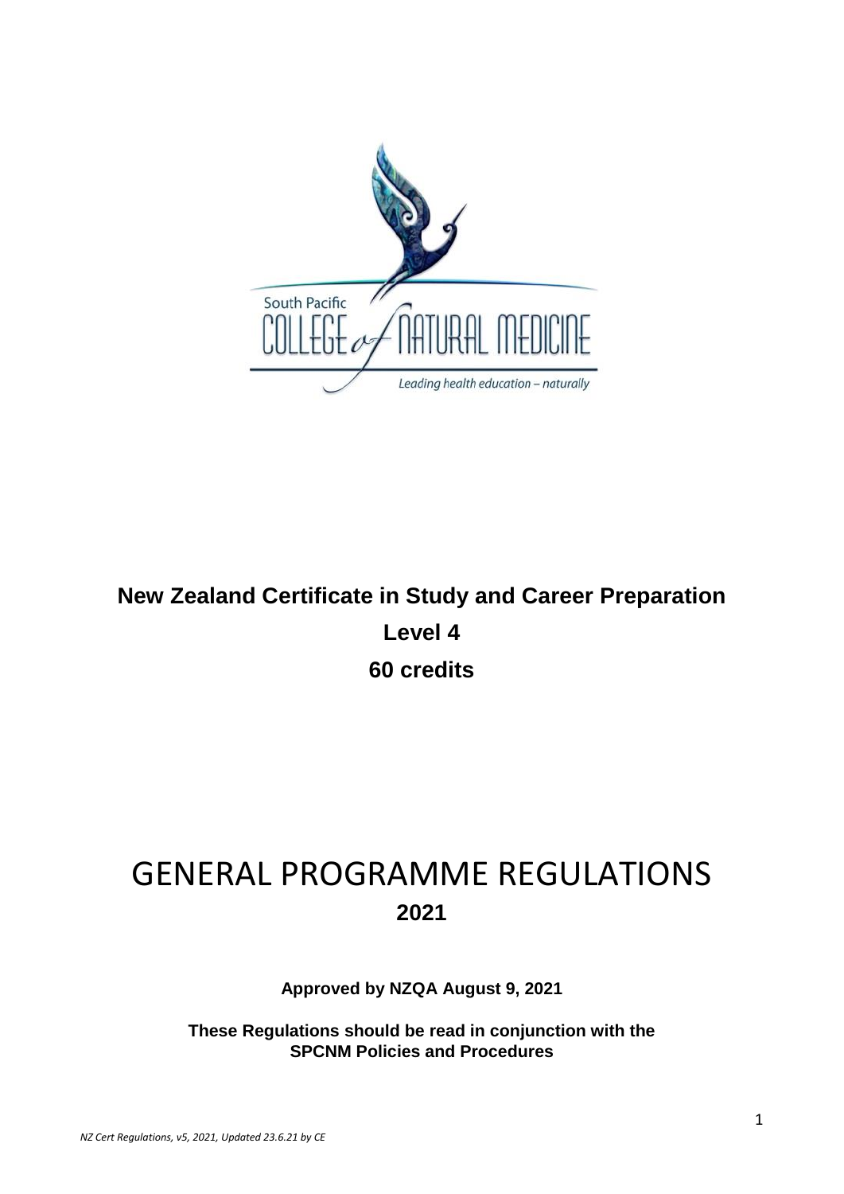South Pacific COLLEGE of NATURAL MEDICINE

*Leading health education – naturally*

**New Zealand Certificate in Study and Career Preparation**

**Level 4**

**60 credits**

# GENERAL PROGRAMME REGULATIONS

**2021**

**Approved by NZQA August 9, 2021**

**These Regulations should be read in conjunction with the SPCNM Policies and Procedures**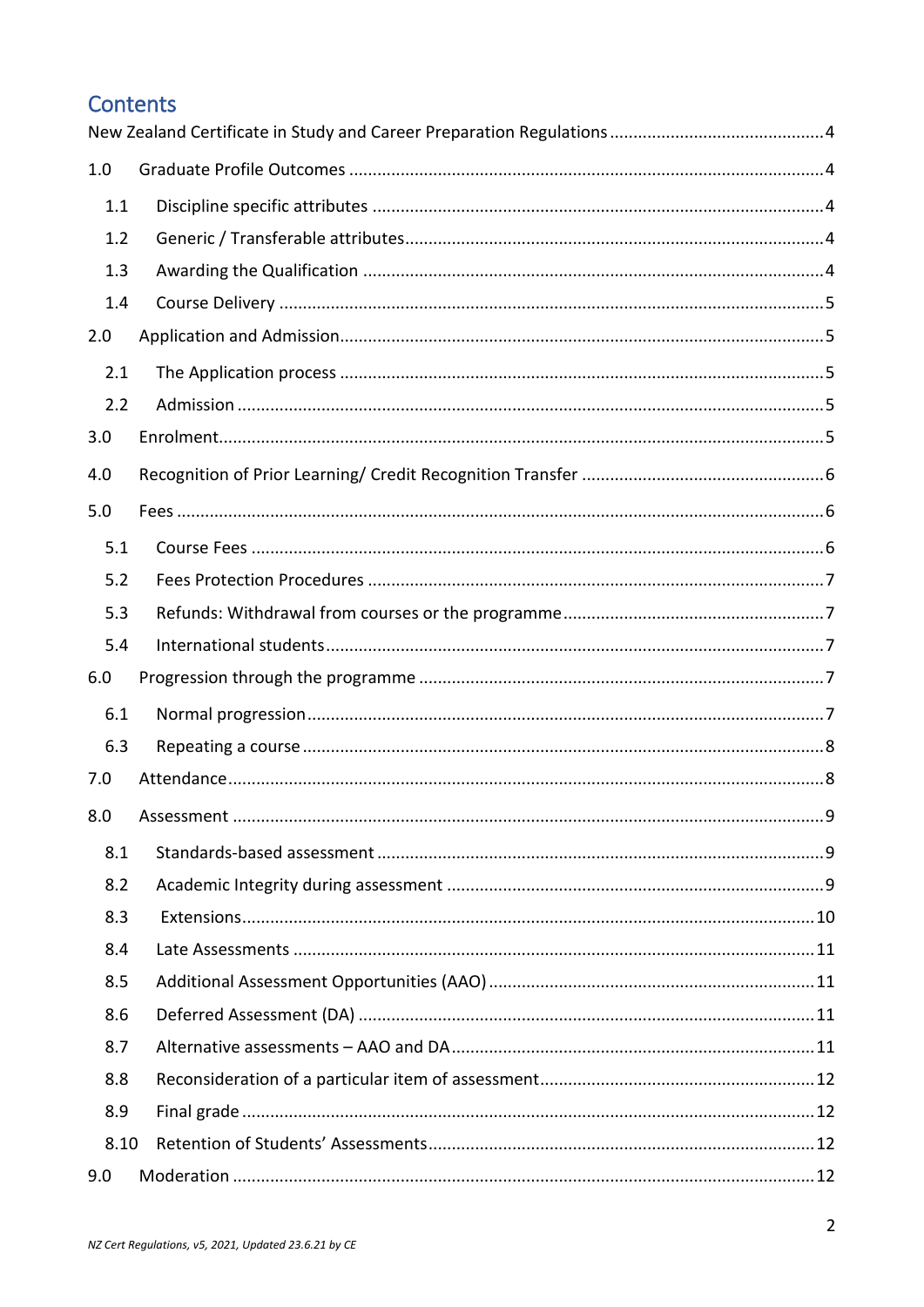## Contents

New Zealand Certificate in Study and Career Preparation Regulations .......... 4

1.0 Graduate Profile Outcomes .......... 4

- 1.1 Discipline specific attributes .......... 4
- 1.2 Generic / Transferable attributes .......... 4
- 1.3 Awarding the Qualification .......... 4
- 1.4 Course Delivery .......... 5

2.0 Application and Admission .......... 5

- 2.1 The Application process .......... 5
- 2.2 Admission .......... 5

3.0 Enrolment .......... 5

4.0 Recognition of Prior Learning/ Credit Recognition Transfer .......... 6

5.0 Fees .......... 6

- 5.1 Course Fees .......... 6
- 5.2 Fees Protection Procedures .......... 7
- 5.3 Refunds: Withdrawal from courses or the programme .......... 7
- 5.4 International students .......... 7

6.0 Progression through the programme .......... 7

- 6.1 Normal progression .......... 7
- 6.3 Repeating a course .......... 8

7.0 Attendance .......... 8

8.0 Assessment .......... 9

- 8.1 Standards-based assessment .......... 9
- 8.2 Academic Integrity during assessment .......... 9
- 8.3 Extensions .......... 10
- 8.4 Late Assessments .......... 11
- 8.5 Additional Assessment Opportunities (AAO) .......... 11
- 8.6 Deferred Assessment (DA) .......... 11
- 8.7 Alternative assessments – AAO and DA .......... 11
- 8.8 Reconsideration of a particular item of assessment .......... 12
- 8.9 Final grade .......... 12
- 8.10 Retention of Students' Assessments .......... 12

9.0 Moderation .......... 12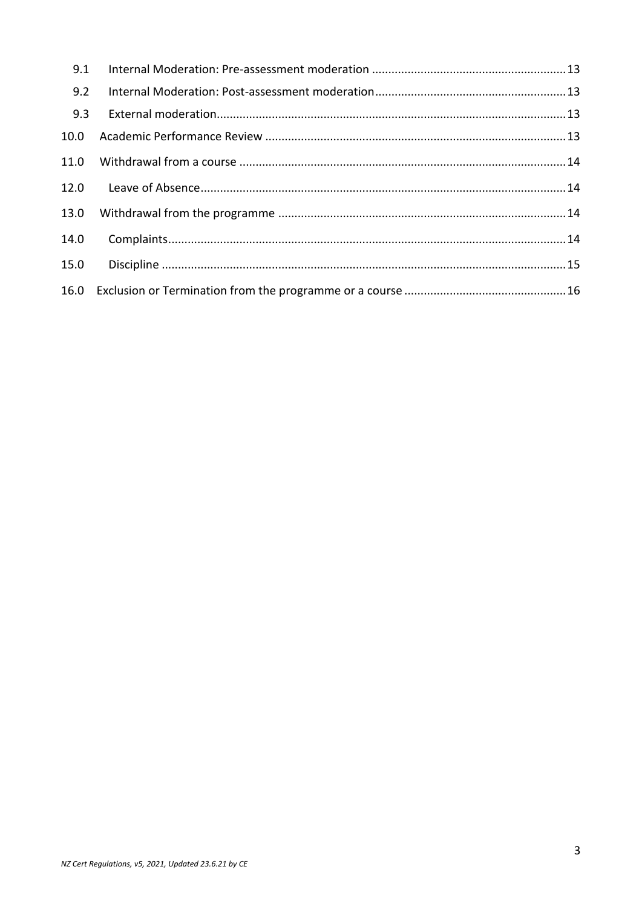9.1 Internal Moderation: Pre-assessment moderation ........................................................... 13

9.2 Internal Moderation: Post-assessment moderation.......................................................... 13

9.3 External moderation.......................................................................................................... 13

10.0 Academic Performance Review ........................................................................................... 13

11.0 Withdrawal from a course ................................................................................................... 14

12.0 Leave of Absence.................................................................................................................. 14

13.0 Withdrawal from the programme ....................................................................................... 14

14.0 Complaints............................................................................................................................ 14

15.0 Discipline .............................................................................................................................. 15

16.0 Exclusion or Termination from the programme or a course ................................................ 16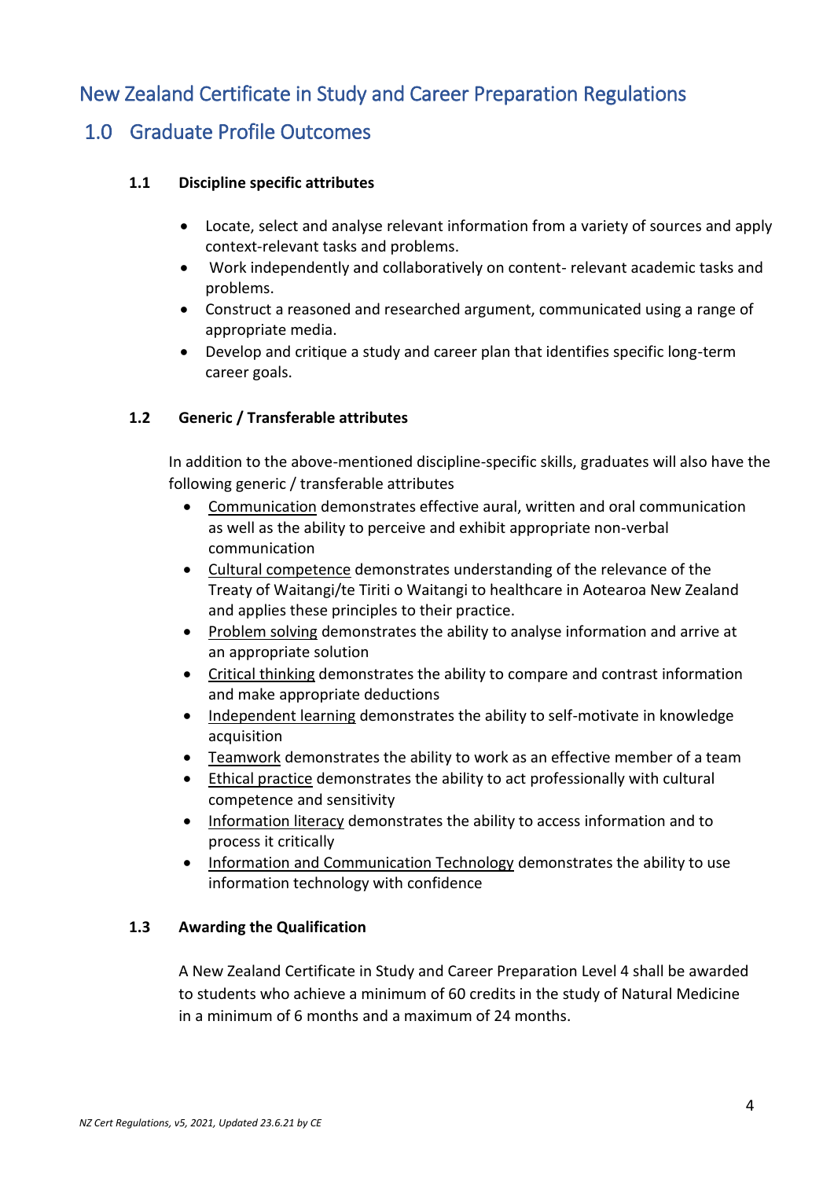# New Zealand Certificate in Study and Career Preparation Regulations

## 1.0 Graduate Profile Outcomes

### 1.1 Discipline specific attributes

- Locate, select and analyse relevant information from a variety of sources and apply context-relevant tasks and problems.
- Work independently and collaboratively on content- relevant academic tasks and problems.
- Construct a reasoned and researched argument, communicated using a range of appropriate media.
- Develop and critique a study and career plan that identifies specific long-term career goals.

### 1.2 Generic / Transferable attributes

In addition to the above-mentioned discipline-specific skills, graduates will also have the following generic / transferable attributes

- Communication demonstrates effective aural, written and oral communication as well as the ability to perceive and exhibit appropriate non-verbal communication
- Cultural competence demonstrates understanding of the relevance of the Treaty of Waitangi/te Tiriti o Waitangi to healthcare in Aotearoa New Zealand and applies these principles to their practice.
- Problem solving demonstrates the ability to analyse information and arrive at an appropriate solution
- Critical thinking demonstrates the ability to compare and contrast information and make appropriate deductions
- Independent learning demonstrates the ability to self-motivate in knowledge acquisition
- Teamwork demonstrates the ability to work as an effective member of a team
- Ethical practice demonstrates the ability to act professionally with cultural competence and sensitivity
- Information literacy demonstrates the ability to access information and to process it critically
- Information and Communication Technology demonstrates the ability to use information technology with confidence

### 1.3 Awarding the Qualification

A New Zealand Certificate in Study and Career Preparation Level 4 shall be awarded to students who achieve a minimum of 60 credits in the study of Natural Medicine in a minimum of 6 months and a maximum of 24 months.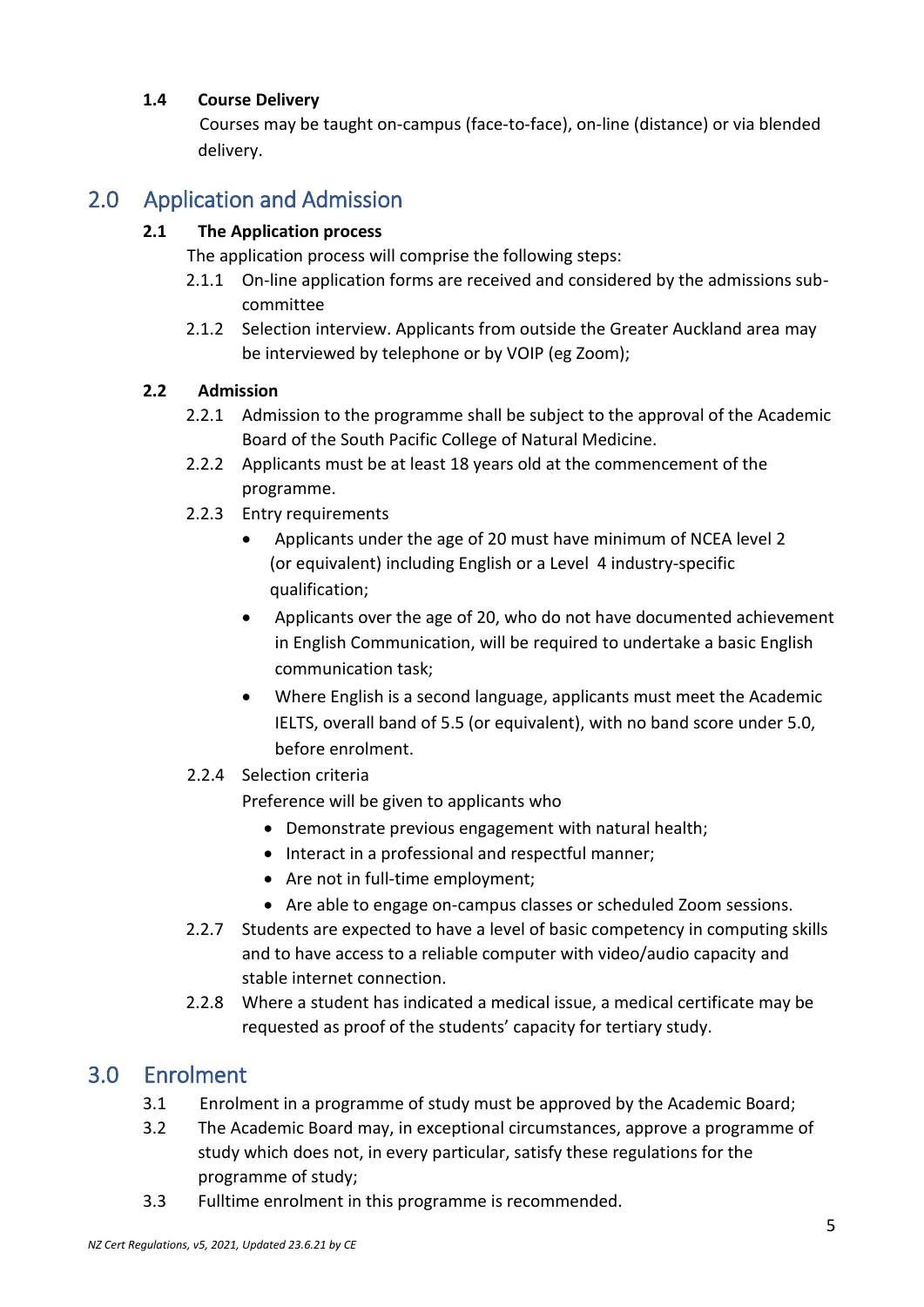### 1.4 Course Delivery

Courses may be taught on-campus (face-to-face), on-line (distance) or via blended delivery.

## 2.0 Application and Admission

### 2.1 The Application process

The application process will comprise the following steps:

2.1.1 On-line application forms are received and considered by the admissions sub-committee

2.1.2 Selection interview. Applicants from outside the Greater Auckland area may be interviewed by telephone or by VOIP (eg Zoom);

### 2.2 Admission

2.2.1 Admission to the programme shall be subject to the approval of the Academic Board of the South Pacific College of Natural Medicine.

2.2.2 Applicants must be at least 18 years old at the commencement of the programme.

2.2.3 Entry requirements

- Applicants under the age of 20 must have minimum of NCEA level 2 (or equivalent) including English or a Level 4 industry-specific qualification;
- Applicants over the age of 20, who do not have documented achievement in English Communication, will be required to undertake a basic English communication task;
- Where English is a second language, applicants must meet the Academic IELTS, overall band of 5.5 (or equivalent), with no band score under 5.0, before enrolment.

2.2.4 Selection criteria

Preference will be given to applicants who

- Demonstrate previous engagement with natural health;
- Interact in a professional and respectful manner;
- Are not in full-time employment;
- Are able to engage on-campus classes or scheduled Zoom sessions.

2.2.7 Students are expected to have a level of basic competency in computing skills and to have access to a reliable computer with video/audio capacity and stable internet connection.

2.2.8 Where a student has indicated a medical issue, a medical certificate may be requested as proof of the students' capacity for tertiary study.

## 3.0 Enrolment

3.1 Enrolment in a programme of study must be approved by the Academic Board;

3.2 The Academic Board may, in exceptional circumstances, approve a programme of study which does not, in every particular, satisfy these regulations for the programme of study;

3.3 Fulltime enrolment in this programme is recommended.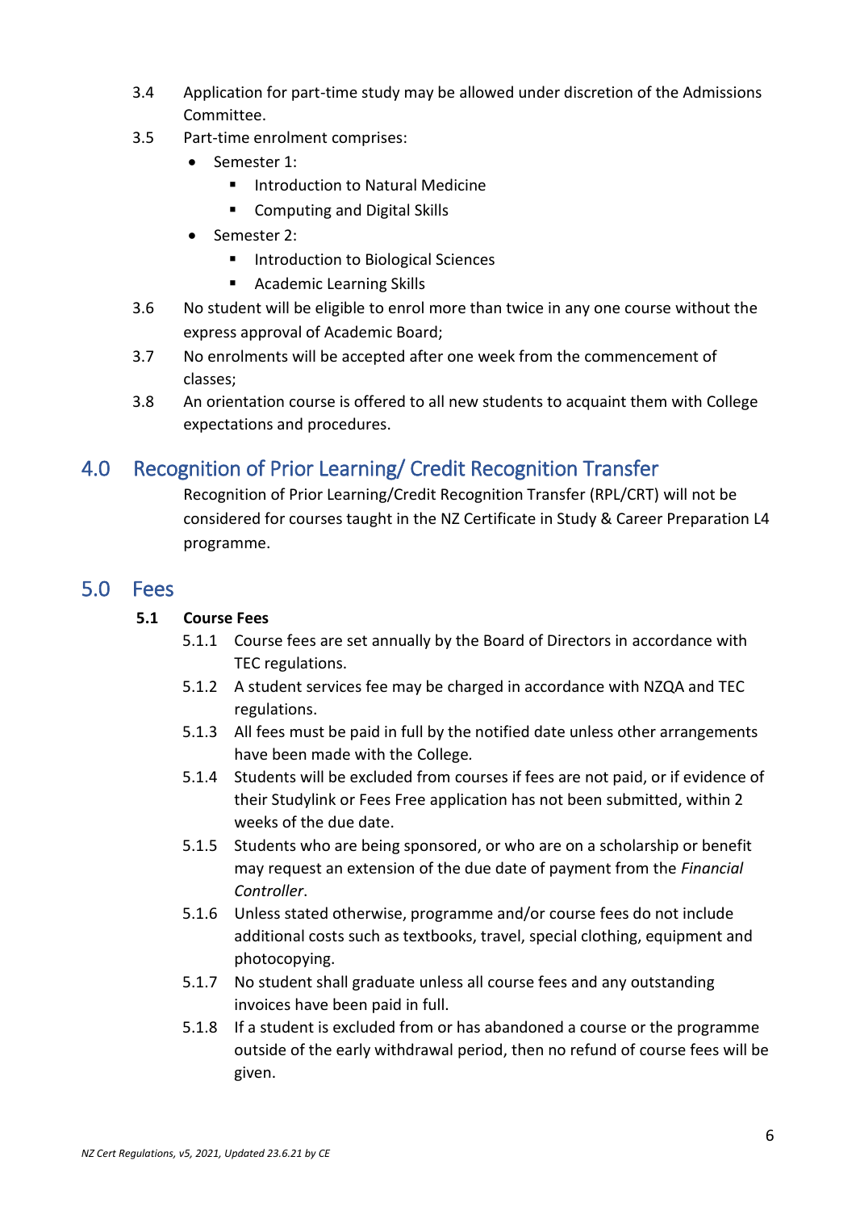3.4 Application for part-time study may be allowed under discretion of the Admissions Committee.

3.5 Part-time enrolment comprises:

- Semester 1:
  - Introduction to Natural Medicine
  - Computing and Digital Skills
- Semester 2:
  - Introduction to Biological Sciences
  - Academic Learning Skills

3.6 No student will be eligible to enrol more than twice in any one course without the express approval of Academic Board;

3.7 No enrolments will be accepted after one week from the commencement of classes;

3.8 An orientation course is offered to all new students to acquaint them with College expectations and procedures.

## 4.0 Recognition of Prior Learning/ Credit Recognition Transfer

Recognition of Prior Learning/Credit Recognition Transfer (RPL/CRT) will not be considered for courses taught in the NZ Certificate in Study & Career Preparation L4 programme.

## 5.0 Fees

### 5.1 Course Fees

5.1.1 Course fees are set annually by the Board of Directors in accordance with TEC regulations.

5.1.2 A student services fee may be charged in accordance with NZQA and TEC regulations.

5.1.3 All fees must be paid in full by the notified date unless other arrangements have been made with the College.

5.1.4 Students will be excluded from courses if fees are not paid, or if evidence of their Studylink or Fees Free application has not been submitted, within 2 weeks of the due date.

5.1.5 Students who are being sponsored, or who are on a scholarship or benefit may request an extension of the due date of payment from the *Financial Controller*.

5.1.6 Unless stated otherwise, programme and/or course fees do not include additional costs such as textbooks, travel, special clothing, equipment and photocopying.

5.1.7 No student shall graduate unless all course fees and any outstanding invoices have been paid in full.

5.1.8 If a student is excluded from or has abandoned a course or the programme outside of the early withdrawal period, then no refund of course fees will be given.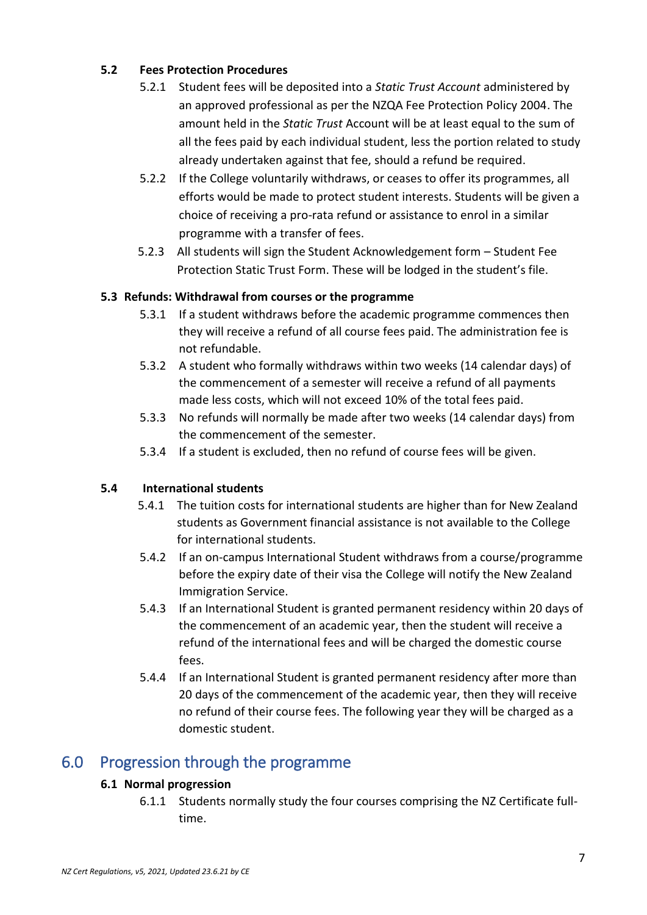### 5.2 Fees Protection Procedures

5.2.1 Student fees will be deposited into a *Static Trust Account* administered by an approved professional as per the NZQA Fee Protection Policy 2004. The amount held in the *Static Trust* Account will be at least equal to the sum of all the fees paid by each individual student, less the portion related to study already undertaken against that fee, should a refund be required.

5.2.2 If the College voluntarily withdraws, or ceases to offer its programmes, all efforts would be made to protect student interests. Students will be given a choice of receiving a pro-rata refund or assistance to enrol in a similar programme with a transfer of fees.

5.2.3 All students will sign the Student Acknowledgement form – Student Fee Protection Static Trust Form. These will be lodged in the student's file.

### 5.3 Refunds: Withdrawal from courses or the programme

5.3.1 If a student withdraws before the academic programme commences then they will receive a refund of all course fees paid. The administration fee is not refundable.

5.3.2 A student who formally withdraws within two weeks (14 calendar days) of the commencement of a semester will receive a refund of all payments made less costs, which will not exceed 10% of the total fees paid.

5.3.3 No refunds will normally be made after two weeks (14 calendar days) from the commencement of the semester.

5.3.4 If a student is excluded, then no refund of course fees will be given.

### 5.4 International students

5.4.1 The tuition costs for international students are higher than for New Zealand students as Government financial assistance is not available to the College for international students.

5.4.2 If an on-campus International Student withdraws from a course/programme before the expiry date of their visa the College will notify the New Zealand Immigration Service.

5.4.3 If an International Student is granted permanent residency within 20 days of the commencement of an academic year, then the student will receive a refund of the international fees and will be charged the domestic course fees.

5.4.4 If an International Student is granted permanent residency after more than 20 days of the commencement of the academic year, then they will receive no refund of their course fees. The following year they will be charged as a domestic student.

## 6.0 Progression through the programme

### 6.1 Normal progression

6.1.1 Students normally study the four courses comprising the NZ Certificate full-time.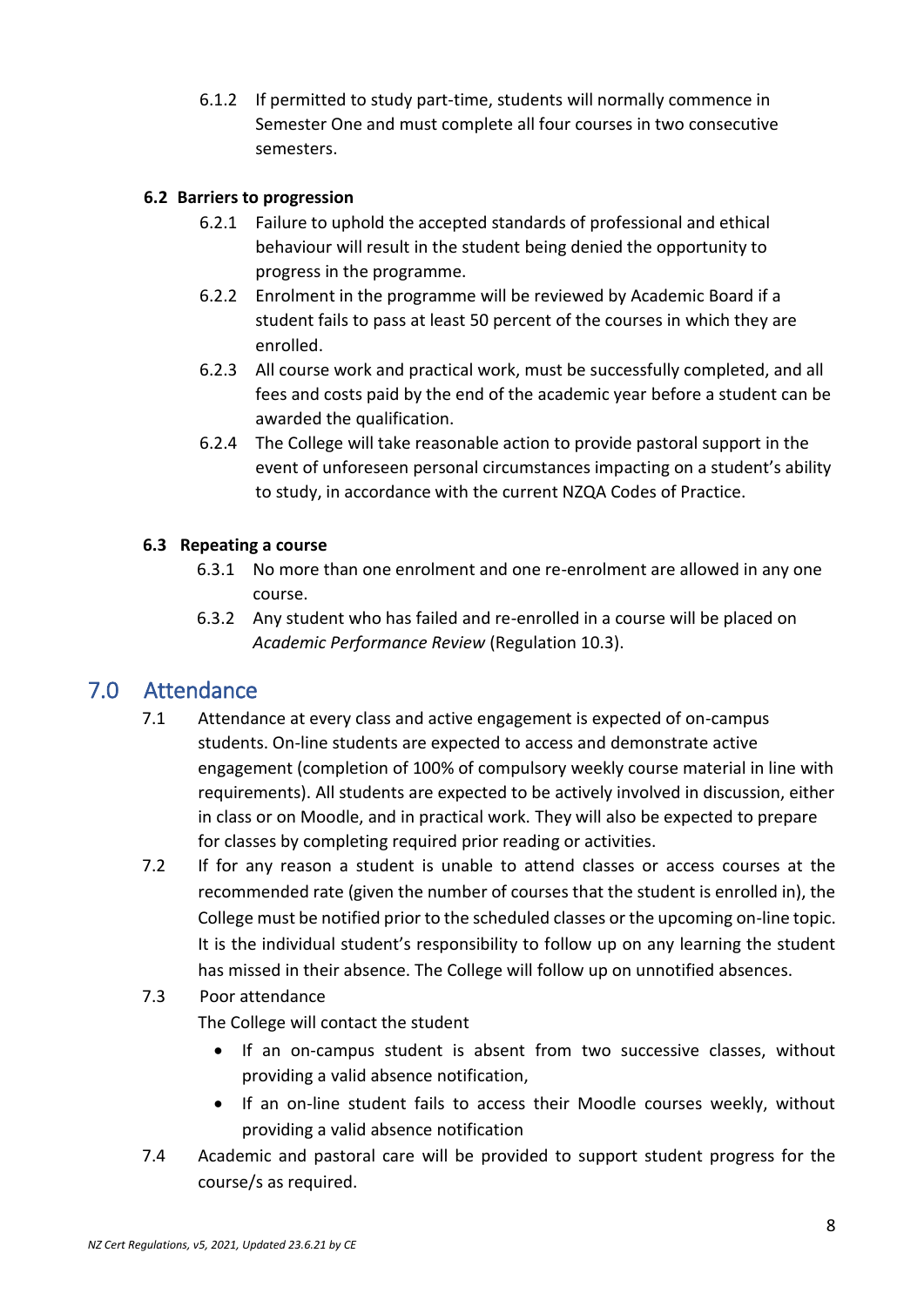6.1.2 If permitted to study part-time, students will normally commence in Semester One and must complete all four courses in two consecutive semesters.

### 6.2 Barriers to progression

6.2.1 Failure to uphold the accepted standards of professional and ethical behaviour will result in the student being denied the opportunity to progress in the programme.

6.2.2 Enrolment in the programme will be reviewed by Academic Board if a student fails to pass at least 50 percent of the courses in which they are enrolled.

6.2.3 All course work and practical work, must be successfully completed, and all fees and costs paid by the end of the academic year before a student can be awarded the qualification.

6.2.4 The College will take reasonable action to provide pastoral support in the event of unforeseen personal circumstances impacting on a student's ability to study, in accordance with the current NZQA Codes of Practice.

### 6.3 Repeating a course

6.3.1 No more than one enrolment and one re-enrolment are allowed in any one course.

6.3.2 Any student who has failed and re-enrolled in a course will be placed on *Academic Performance Review* (Regulation 10.3).

## 7.0 Attendance

7.1 Attendance at every class and active engagement is expected of on-campus students. On-line students are expected to access and demonstrate active engagement (completion of 100% of compulsory weekly course material in line with requirements). All students are expected to be actively involved in discussion, either in class or on Moodle, and in practical work. They will also be expected to prepare for classes by completing required prior reading or activities.

7.2 If for any reason a student is unable to attend classes or access courses at the recommended rate (given the number of courses that the student is enrolled in), the College must be notified prior to the scheduled classes or the upcoming on-line topic. It is the individual student's responsibility to follow up on any learning the student has missed in their absence. The College will follow up on unnotified absences.

7.3 Poor attendance

The College will contact the student

- If an on-campus student is absent from two successive classes, without providing a valid absence notification,
- If an on-line student fails to access their Moodle courses weekly, without providing a valid absence notification

7.4 Academic and pastoral care will be provided to support student progress for the course/s as required.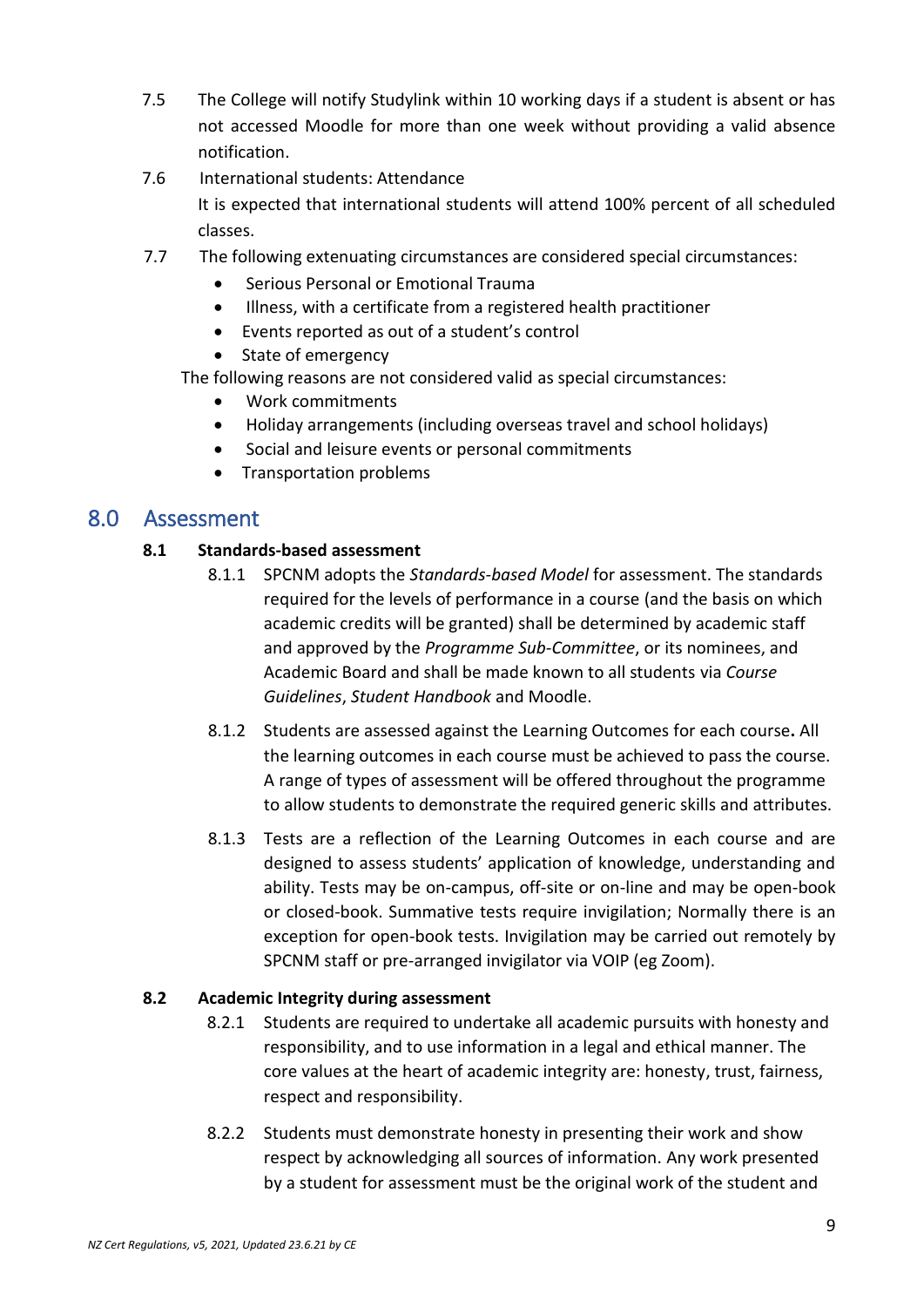7.5 The College will notify Studylink within 10 working days if a student is absent or has not accessed Moodle for more than one week without providing a valid absence notification.

7.6 International students: Attendance

It is expected that international students will attend 100% percent of all scheduled classes.

7.7 The following extenuating circumstances are considered special circumstances:

- Serious Personal or Emotional Trauma
- Illness, with a certificate from a registered health practitioner
- Events reported as out of a student's control
- State of emergency

The following reasons are not considered valid as special circumstances:

- Work commitments
- Holiday arrangements (including overseas travel and school holidays)
- Social and leisure events or personal commitments
- Transportation problems

## 8.0 Assessment

### 8.1 Standards-based assessment

8.1.1 SPCNM adopts the *Standards-based Model* for assessment. The standards required for the levels of performance in a course (and the basis on which academic credits will be granted) shall be determined by academic staff and approved by the *Programme Sub-Committee*, or its nominees, and Academic Board and shall be made known to all students via *Course Guidelines*, *Student Handbook* and Moodle.

8.1.2 Students are assessed against the Learning Outcomes for each course**.** All the learning outcomes in each course must be achieved to pass the course. A range of types of assessment will be offered throughout the programme to allow students to demonstrate the required generic skills and attributes.

8.1.3 Tests are a reflection of the Learning Outcomes in each course and are designed to assess students' application of knowledge, understanding and ability. Tests may be on-campus, off-site or on-line and may be open-book or closed-book. Summative tests require invigilation; Normally there is an exception for open-book tests. Invigilation may be carried out remotely by SPCNM staff or pre-arranged invigilator via VOIP (eg Zoom).

### 8.2 Academic Integrity during assessment

8.2.1 Students are required to undertake all academic pursuits with honesty and responsibility, and to use information in a legal and ethical manner. The core values at the heart of academic integrity are: honesty, trust, fairness, respect and responsibility.

8.2.2 Students must demonstrate honesty in presenting their work and show respect by acknowledging all sources of information. Any work presented by a student for assessment must be the original work of the student and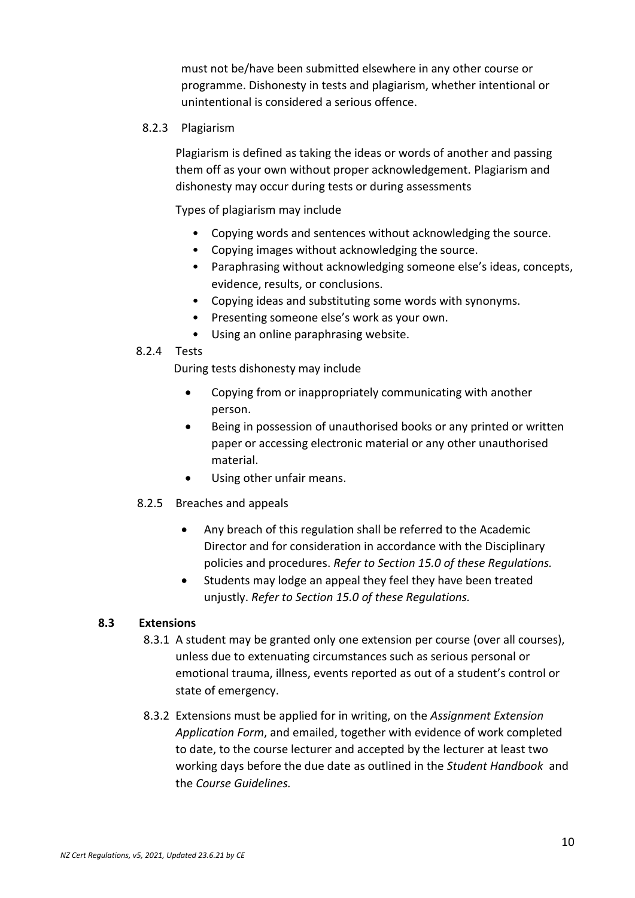must not be/have been submitted elsewhere in any other course or programme. Dishonesty in tests and plagiarism, whether intentional or unintentional is considered a serious offence.

8.2.3 Plagiarism

Plagiarism is defined as taking the ideas or words of another and passing them off as your own without proper acknowledgement. Plagiarism and dishonesty may occur during tests or during assessments

Types of plagiarism may include

- Copying words and sentences without acknowledging the source.
- Copying images without acknowledging the source.
- Paraphrasing without acknowledging someone else's ideas, concepts, evidence, results, or conclusions.
- Copying ideas and substituting some words with synonyms.
- Presenting someone else's work as your own.
- Using an online paraphrasing website.

8.2.4 Tests

During tests dishonesty may include

- Copying from or inappropriately communicating with another person.
- Being in possession of unauthorised books or any printed or written paper or accessing electronic material or any other unauthorised material.
- Using other unfair means.

8.2.5 Breaches and appeals

- Any breach of this regulation shall be referred to the Academic Director and for consideration in accordance with the Disciplinary policies and procedures. *Refer to Section 15.0 of these Regulations.*
- Students may lodge an appeal they feel they have been treated unjustly. *Refer to Section 15.0 of these Regulations.*

### 8.3 Extensions

8.3.1 A student may be granted only one extension per course (over all courses), unless due to extenuating circumstances such as serious personal or emotional trauma, illness, events reported as out of a student's control or state of emergency.

8.3.2 Extensions must be applied for in writing, on the *Assignment Extension Application Form*, and emailed, together with evidence of work completed to date, to the course lecturer and accepted by the lecturer at least two working days before the due date as outlined in the *Student Handbook* and the *Course Guidelines.*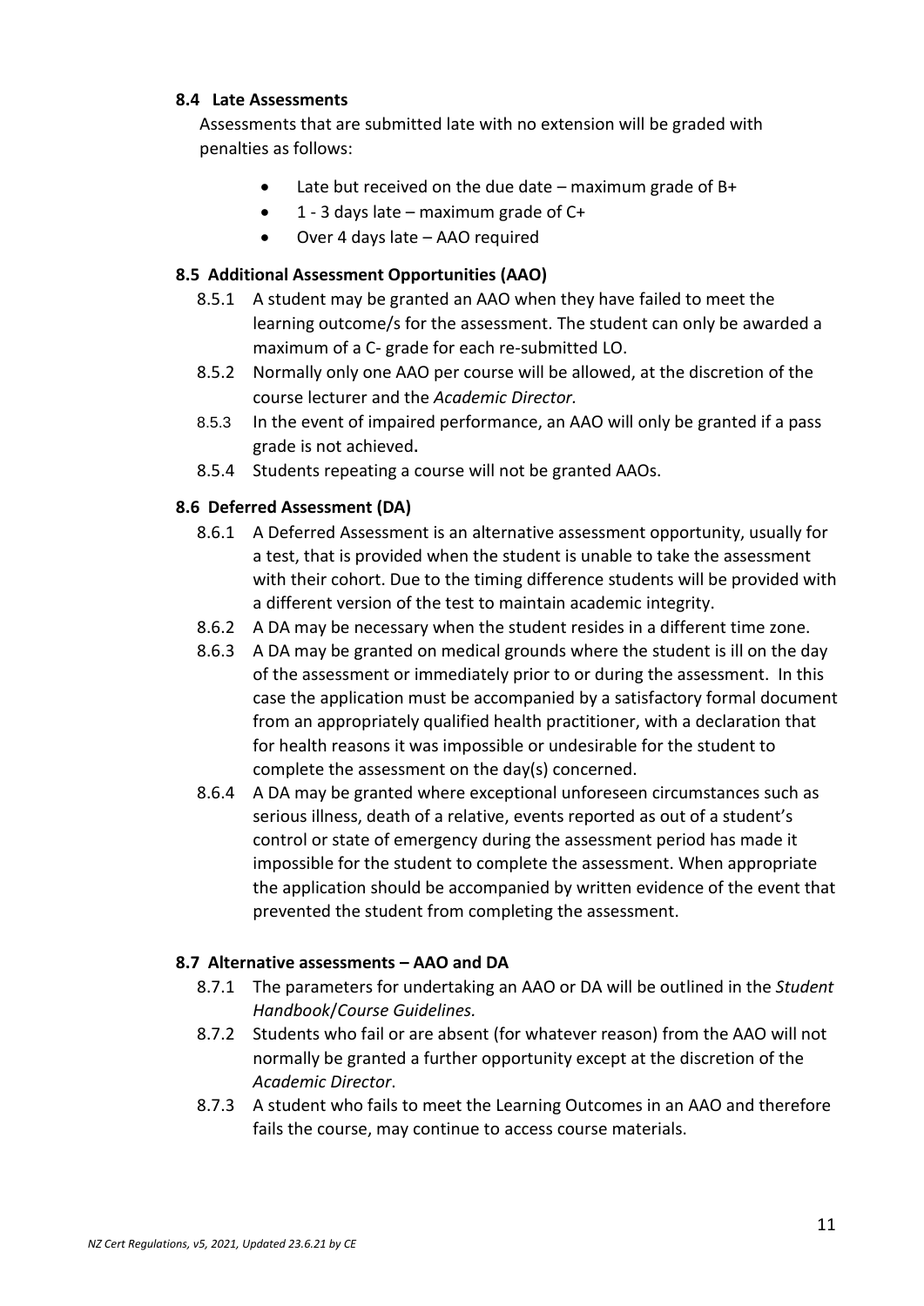#### 8.4 Late Assessments

Assessments that are submitted late with no extension will be graded with penalties as follows:

- Late but received on the due date – maximum grade of B+
- 1 - 3 days late – maximum grade of C+
- Over 4 days late – AAO required

#### 8.5 Additional Assessment Opportunities (AAO)

8.5.1 A student may be granted an AAO when they have failed to meet the learning outcome/s for the assessment. The student can only be awarded a maximum of a C- grade for each re-submitted LO.

8.5.2 Normally only one AAO per course will be allowed, at the discretion of the course lecturer and the *Academic Director.*

8.5.3 In the event of impaired performance, an AAO will only be granted if a pass grade is not achieved**.**

8.5.4 Students repeating a course will not be granted AAOs.

#### 8.6 Deferred Assessment (DA)

8.6.1 A Deferred Assessment is an alternative assessment opportunity, usually for a test, that is provided when the student is unable to take the assessment with their cohort. Due to the timing difference students will be provided with a different version of the test to maintain academic integrity.

8.6.2 A DA may be necessary when the student resides in a different time zone.

8.6.3 A DA may be granted on medical grounds where the student is ill on the day of the assessment or immediately prior to or during the assessment. In this case the application must be accompanied by a satisfactory formal document from an appropriately qualified health practitioner, with a declaration that for health reasons it was impossible or undesirable for the student to complete the assessment on the day(s) concerned.

8.6.4 A DA may be granted where exceptional unforeseen circumstances such as serious illness, death of a relative, events reported as out of a student's control or state of emergency during the assessment period has made it impossible for the student to complete the assessment. When appropriate the application should be accompanied by written evidence of the event that prevented the student from completing the assessment.

#### 8.7 Alternative assessments – AAO and DA

8.7.1 The parameters for undertaking an AAO or DA will be outlined in the *Student Handbook*/*Course Guidelines.*

8.7.2 Students who fail or are absent (for whatever reason) from the AAO will not normally be granted a further opportunity except at the discretion of the *Academic Director*.

8.7.3 A student who fails to meet the Learning Outcomes in an AAO and therefore fails the course, may continue to access course materials.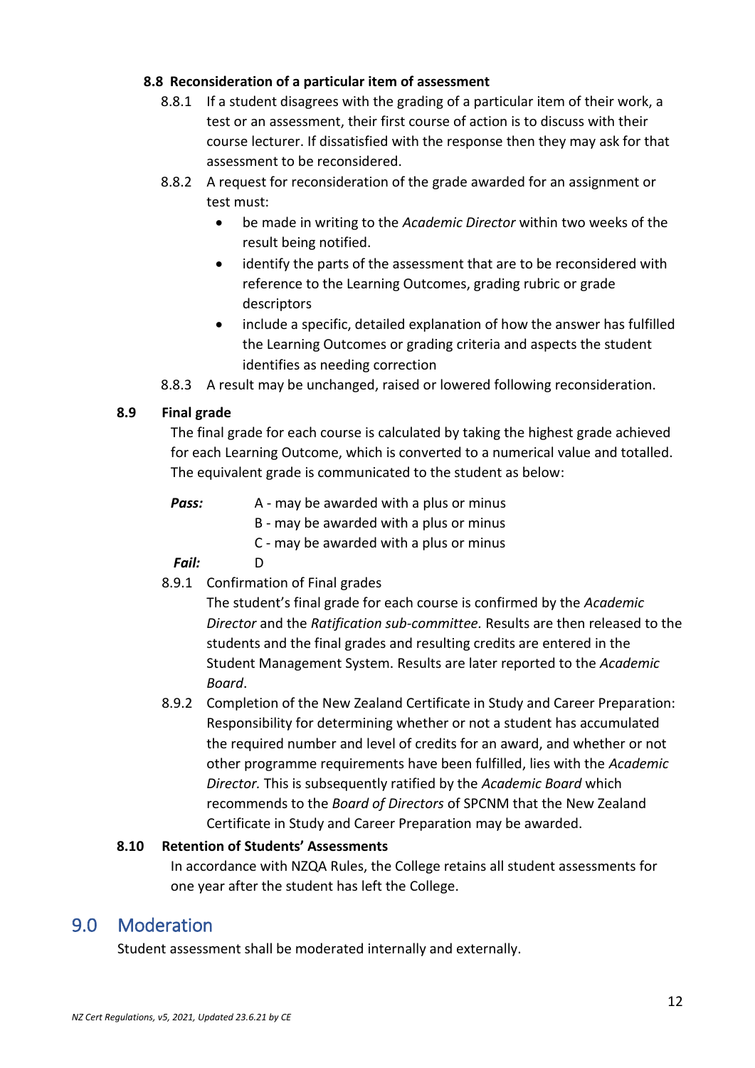### 8.8 Reconsideration of a particular item of assessment

8.8.1 If a student disagrees with the grading of a particular item of their work, a test or an assessment, their first course of action is to discuss with their course lecturer. If dissatisfied with the response then they may ask for that assessment to be reconsidered.

8.8.2 A request for reconsideration of the grade awarded for an assignment or test must:

- be made in writing to the *Academic Director* within two weeks of the result being notified.
- identify the parts of the assessment that are to be reconsidered with reference to the Learning Outcomes, grading rubric or grade descriptors
- include a specific, detailed explanation of how the answer has fulfilled the Learning Outcomes or grading criteria and aspects the student identifies as needing correction

8.8.3 A result may be unchanged, raised or lowered following reconsideration.

### 8.9 Final grade

The final grade for each course is calculated by taking the highest grade achieved for each Learning Outcome, which is converted to a numerical value and totalled. The equivalent grade is communicated to the student as below:

***Pass:***
A - may be awarded with a plus or minus
B - may be awarded with a plus or minus
C - may be awarded with a plus or minus

***Fail:*** D

8.9.1 Confirmation of Final grades

The student's final grade for each course is confirmed by the *Academic Director* and the *Ratification sub-committee.* Results are then released to the students and the final grades and resulting credits are entered in the Student Management System. Results are later reported to the *Academic Board*.

8.9.2 Completion of the New Zealand Certificate in Study and Career Preparation: Responsibility for determining whether or not a student has accumulated the required number and level of credits for an award, and whether or not other programme requirements have been fulfilled, lies with the *Academic Director.* This is subsequently ratified by the *Academic Board* which recommends to the *Board of Directors* of SPCNM that the New Zealand Certificate in Study and Career Preparation may be awarded.

### 8.10 Retention of Students' Assessments

In accordance with NZQA Rules, the College retains all student assessments for one year after the student has left the College.

## 9.0 Moderation

Student assessment shall be moderated internally and externally.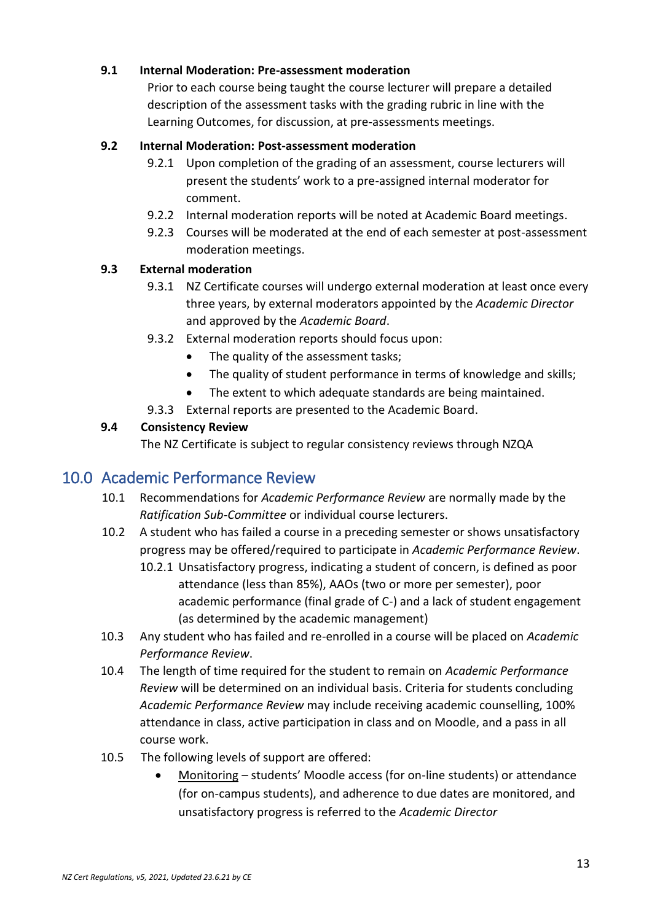**9.1 Internal Moderation: Pre-assessment moderation**

Prior to each course being taught the course lecturer will prepare a detailed description of the assessment tasks with the grading rubric in line with the Learning Outcomes, for discussion, at pre-assessments meetings.

**9.2 Internal Moderation: Post-assessment moderation**

9.2.1 Upon completion of the grading of an assessment, course lecturers will present the students' work to a pre-assigned internal moderator for comment.

9.2.2 Internal moderation reports will be noted at Academic Board meetings.

9.2.3 Courses will be moderated at the end of each semester at post-assessment moderation meetings.

**9.3 External moderation**

9.3.1 NZ Certificate courses will undergo external moderation at least once every three years, by external moderators appointed by the *Academic Director* and approved by the *Academic Board*.

9.3.2 External moderation reports should focus upon:

- The quality of the assessment tasks;
- The quality of student performance in terms of knowledge and skills;
- The extent to which adequate standards are being maintained.

9.3.3 External reports are presented to the Academic Board.

**9.4 Consistency Review**

The NZ Certificate is subject to regular consistency reviews through NZQA

## 10.0 Academic Performance Review

10.1 Recommendations for *Academic Performance Review* are normally made by the *Ratification Sub-Committee* or individual course lecturers.

10.2 A student who has failed a course in a preceding semester or shows unsatisfactory progress may be offered/required to participate in *Academic Performance Review*.

10.2.1 Unsatisfactory progress, indicating a student of concern, is defined as poor attendance (less than 85%), AAOs (two or more per semester), poor academic performance (final grade of C-) and a lack of student engagement (as determined by the academic management)

10.3 Any student who has failed and re-enrolled in a course will be placed on *Academic Performance Review*.

10.4 The length of time required for the student to remain on *Academic Performance Review* will be determined on an individual basis. Criteria for students concluding *Academic Performance Review* may include receiving academic counselling, 100% attendance in class, active participation in class and on Moodle, and a pass in all course work.

10.5 The following levels of support are offered:

- <u>Monitoring</u> – students' Moodle access (for on-line students) or attendance (for on-campus students), and adherence to due dates are monitored, and unsatisfactory progress is referred to the *Academic Director*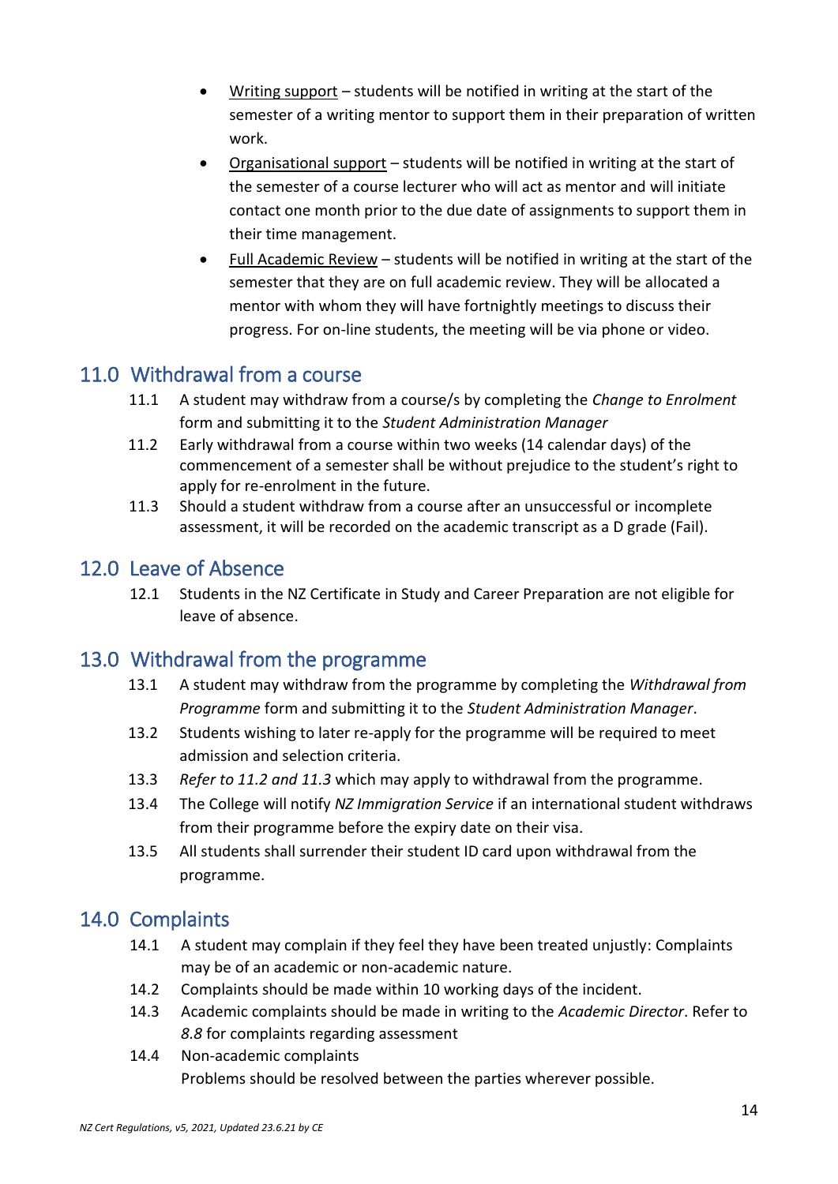- Writing support – students will be notified in writing at the start of the semester of a writing mentor to support them in their preparation of written work.
- Organisational support – students will be notified in writing at the start of the semester of a course lecturer who will act as mentor and will initiate contact one month prior to the due date of assignments to support them in their time management.
- Full Academic Review – students will be notified in writing at the start of the semester that they are on full academic review. They will be allocated a mentor with whom they will have fortnightly meetings to discuss their progress. For on-line students, the meeting will be via phone or video.

## 11.0 Withdrawal from a course

11.1 A student may withdraw from a course/s by completing the *Change to Enrolment* form and submitting it to the *Student Administration Manager*

11.2 Early withdrawal from a course within two weeks (14 calendar days) of the commencement of a semester shall be without prejudice to the student's right to apply for re-enrolment in the future.

11.3 Should a student withdraw from a course after an unsuccessful or incomplete assessment, it will be recorded on the academic transcript as a D grade (Fail).

## 12.0 Leave of Absence

12.1 Students in the NZ Certificate in Study and Career Preparation are not eligible for leave of absence.

## 13.0 Withdrawal from the programme

13.1 A student may withdraw from the programme by completing the *Withdrawal from Programme* form and submitting it to the *Student Administration Manager*.

13.2 Students wishing to later re-apply for the programme will be required to meet admission and selection criteria.

13.3 *Refer to 11.2 and 11.3* which may apply to withdrawal from the programme.

13.4 The College will notify *NZ Immigration Service* if an international student withdraws from their programme before the expiry date on their visa.

13.5 All students shall surrender their student ID card upon withdrawal from the programme.

## 14.0 Complaints

14.1 A student may complain if they feel they have been treated unjustly: Complaints may be of an academic or non-academic nature.

14.2 Complaints should be made within 10 working days of the incident.

14.3 Academic complaints should be made in writing to the *Academic Director*. Refer to *8.8* for complaints regarding assessment

14.4 Non-academic complaints
Problems should be resolved between the parties wherever possible.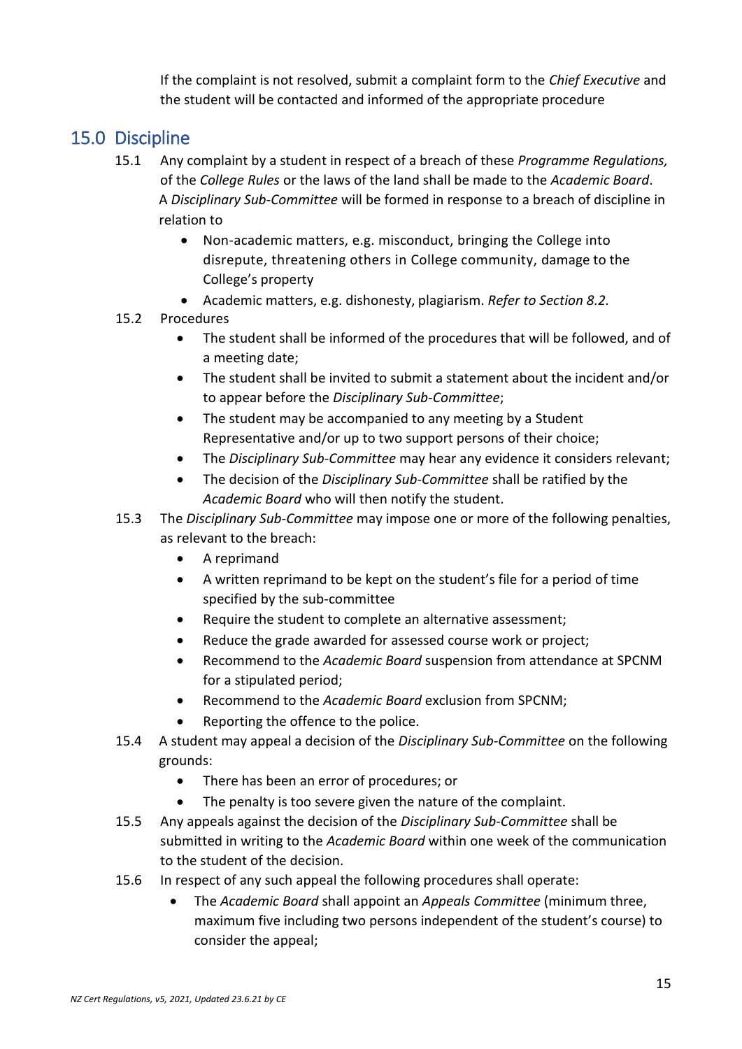If the complaint is not resolved, submit a complaint form to the *Chief Executive* and the student will be contacted and informed of the appropriate procedure

## 15.0 Discipline

15.1 Any complaint by a student in respect of a breach of these *Programme Regulations,* of the *College Rules* or the laws of the land shall be made to the *Academic Board*. A *Disciplinary Sub-Committee* will be formed in response to a breach of discipline in relation to

- Non-academic matters, e.g. misconduct, bringing the College into disrepute, threatening others in College community, damage to the College's property
- Academic matters, e.g. dishonesty, plagiarism. *Refer to Section 8.2.*

15.2 Procedures

- The student shall be informed of the procedures that will be followed, and of a meeting date;
- The student shall be invited to submit a statement about the incident and/or to appear before the *Disciplinary Sub-Committee*;
- The student may be accompanied to any meeting by a Student Representative and/or up to two support persons of their choice;
- The *Disciplinary Sub-Committee* may hear any evidence it considers relevant;
- The decision of the *Disciplinary Sub-Committee* shall be ratified by the *Academic Board* who will then notify the student.

15.3 The *Disciplinary Sub-Committee* may impose one or more of the following penalties, as relevant to the breach:

- A reprimand
- A written reprimand to be kept on the student's file for a period of time specified by the sub-committee
- Require the student to complete an alternative assessment;
- Reduce the grade awarded for assessed course work or project;
- Recommend to the *Academic Board* suspension from attendance at SPCNM for a stipulated period;
- Recommend to the *Academic Board* exclusion from SPCNM;
- Reporting the offence to the police.

15.4 A student may appeal a decision of the *Disciplinary Sub-Committee* on the following grounds:

- There has been an error of procedures; or
- The penalty is too severe given the nature of the complaint.

15.5 Any appeals against the decision of the *Disciplinary Sub-Committee* shall be submitted in writing to the *Academic Board* within one week of the communication to the student of the decision.

15.6 In respect of any such appeal the following procedures shall operate:

- The *Academic Board* shall appoint an *Appeals Committee* (minimum three, maximum five including two persons independent of the student's course) to consider the appeal;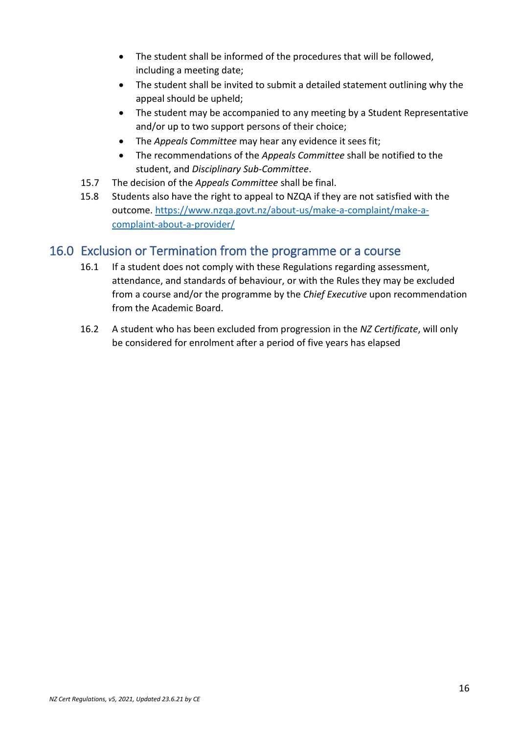- The student shall be informed of the procedures that will be followed, including a meeting date;
- The student shall be invited to submit a detailed statement outlining why the appeal should be upheld;
- The student may be accompanied to any meeting by a Student Representative and/or up to two support persons of their choice;
- The *Appeals Committee* may hear any evidence it sees fit;
- The recommendations of the *Appeals Committee* shall be notified to the student, and *Disciplinary Sub-Committee*.

15.7 The decision of the *Appeals Committee* shall be final.

15.8 Students also have the right to appeal to NZQA if they are not satisfied with the outcome. [https://www.nzqa.govt.nz/about-us/make-a-complaint/make-a-complaint-about-a-provider/](https://www.nzqa.govt.nz/about-us/make-a-complaint/make-a-complaint-about-a-provider/)

## 16.0 Exclusion or Termination from the programme or a course

16.1 If a student does not comply with these Regulations regarding assessment, attendance, and standards of behaviour, or with the Rules they may be excluded from a course and/or the programme by the *Chief Executive* upon recommendation from the Academic Board.

16.2 A student who has been excluded from progression in the *NZ Certificate*, will only be considered for enrolment after a period of five years has elapsed